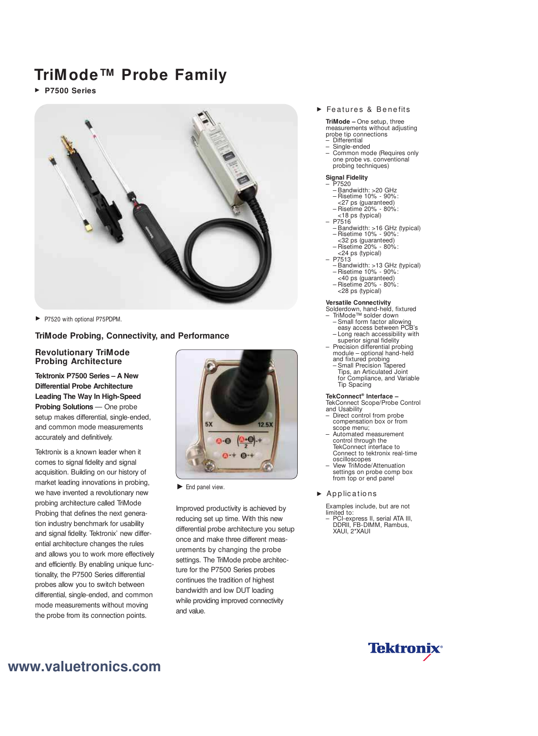# TriMode™ Probe Family

▶ **P7500 Series**

▶ P7520 with optional P75PDPM.

## TriMode Probing, Connectivity, and Performance

### Revolutionary TriMode Probing Architecture

**Tektronix P7500 Series – A New Differential Probe Architecture Leading The Way In High-Speed Probing Solutions** — One probe setup makes differential, single-ended, and common mode measurements accurately and definitively.

Tektronix is a known leader when it comes to signal fidelity and signal acquisition. Building on our history of market leading innovations in probing, we have invented a revolutionary new probing architecture called TriMode Probing that defines the next generation industry benchmark for usability and signal fidelity. Tektronix' new differential architecture changes the rules and allows you to work more effectively and efficiently. By enabling unique functionality, the P7500 Series differential probes allow you to switch between differential, single-ended, and common mode measurements without moving the probe from its connection points.

▶ End panel view.

Improved productivity is achieved by reducing set up time. With this new differential probe architecture you setup once and make three different measurements by changing the probe settings. The TriMode probe architecture for the P7500 Series probes continues the tradition of highest bandwidth and low DUT loading while providing improved connectivity and value.

### ▶ Features & Benefits

**TriMode –** One setup, three measurements without adjusting probe tip connections

- Differential
- Single-ended
- Common mode (Requires only one probe vs. conventional probing techniques)

**Signal Fidelity**

- P7520
  - Bandwidth: >20 GHz
  - Risetime 10% - 90%: <27 ps (guaranteed)
  - Risetime 20% - 80%: <18 ps (typical)
- P7516
  - Bandwidth: >16 GHz (typical)
  - Risetime 10% - 90%: <32 ps (guaranteed)
  - Risetime 20% - 80%: <24 ps (typical)
- P7513
  - Bandwidth: >13 GHz (typical)
  - Risetime 10% - 90%: <40 ps (guaranteed)
  - Risetime 20% - 80%: <28 ps (typical)

**Versatile Connectivity**

Solderdown, hand-held, fixtured

- TriMode™ solder down
  - Small form factor allowing easy access between PCB's
  - Long reach accessibility with superior signal fidelity
- Precision differential probing module – optional hand-held and fixtured probing
  - Small Precision Tapered Tips, an Articulated Joint for Compliance, and Variable Tip Spacing

**TekConnect® Interface –** TekConnect Scope/Probe Control and Usability

- Direct control from probe compensation box or from scope menu;
- Automated measurement control through the TekConnect interface to Connect to tektronix real-time oscilloscopes
- View TriMode/Attenuation settings on probe comp box from top or end panel

### ▶ Applications

Examples include, but are not limited to:

- PCI-express II, serial ATA III, DDRII, FB-DIMM, Rambus, XAUI, 2*XAUI

www.valuetronics.com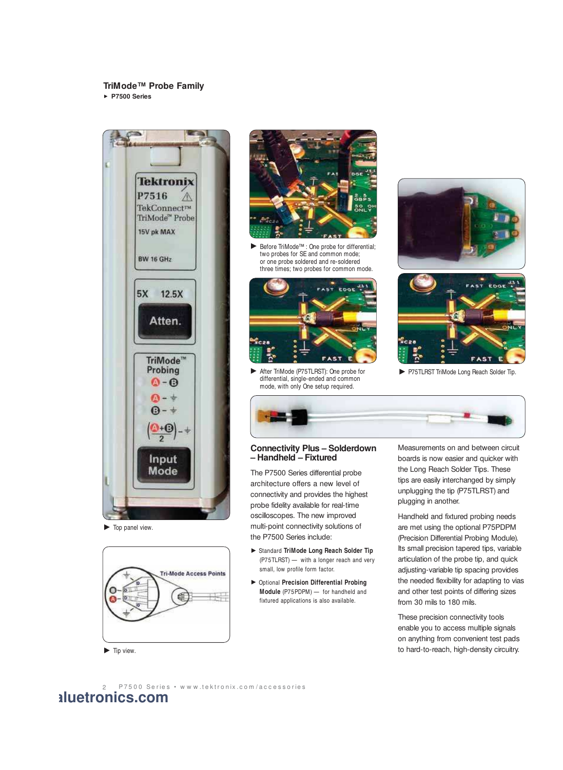## TriMode™ Probe Family

► P7500 Series

▶ Top panel view.

▶ Tip view.

▶ Before TriMode™ : One probe for differential; two probes for SE and common mode; or one probe soldered and re-soldered three times; two probes for common mode.

▶ After TriMode (P75TLRST): One probe for differential, single-ended and common mode, with only One setup required.

▶ P75TLRST TriMode Long Reach Solder Tip.

### Connectivity Plus – Solderdown – Handheld – Fixtured

The P7500 Series differential probe architecture offers a new level of connectivity and provides the highest probe fidelity available for real-time oscilloscopes. The new improved multi-point connectivity solutions of the P7500 Series include:

- Standard **TriMode Long Reach Solder Tip** (P75TLRST) — with a longer reach and very small, low profile form factor.
- Optional **Precision Differential Probing Module** (P75PDPM) — for handheld and fixtured applications is also available.

Measurements on and between circuit boards is now easier and quicker with the Long Reach Solder Tips. These tips are easily interchanged by simply unplugging the tip (P75TLRST) and plugging in another.

Handheld and fixtured probing needs are met using the optional P75PDPM (Precision Differential Probing Module). Its small precision tapered tips, variable articulation of the probe tip, and quick adjusting-variable tip spacing provides the needed flexibility for adapting to vias and other test points of differing sizes from 30 mils to 180 mils.

These precision connectivity tools enable you to access multiple signals on anything from convenient test pads to hard-to-reach, high-density circuitry.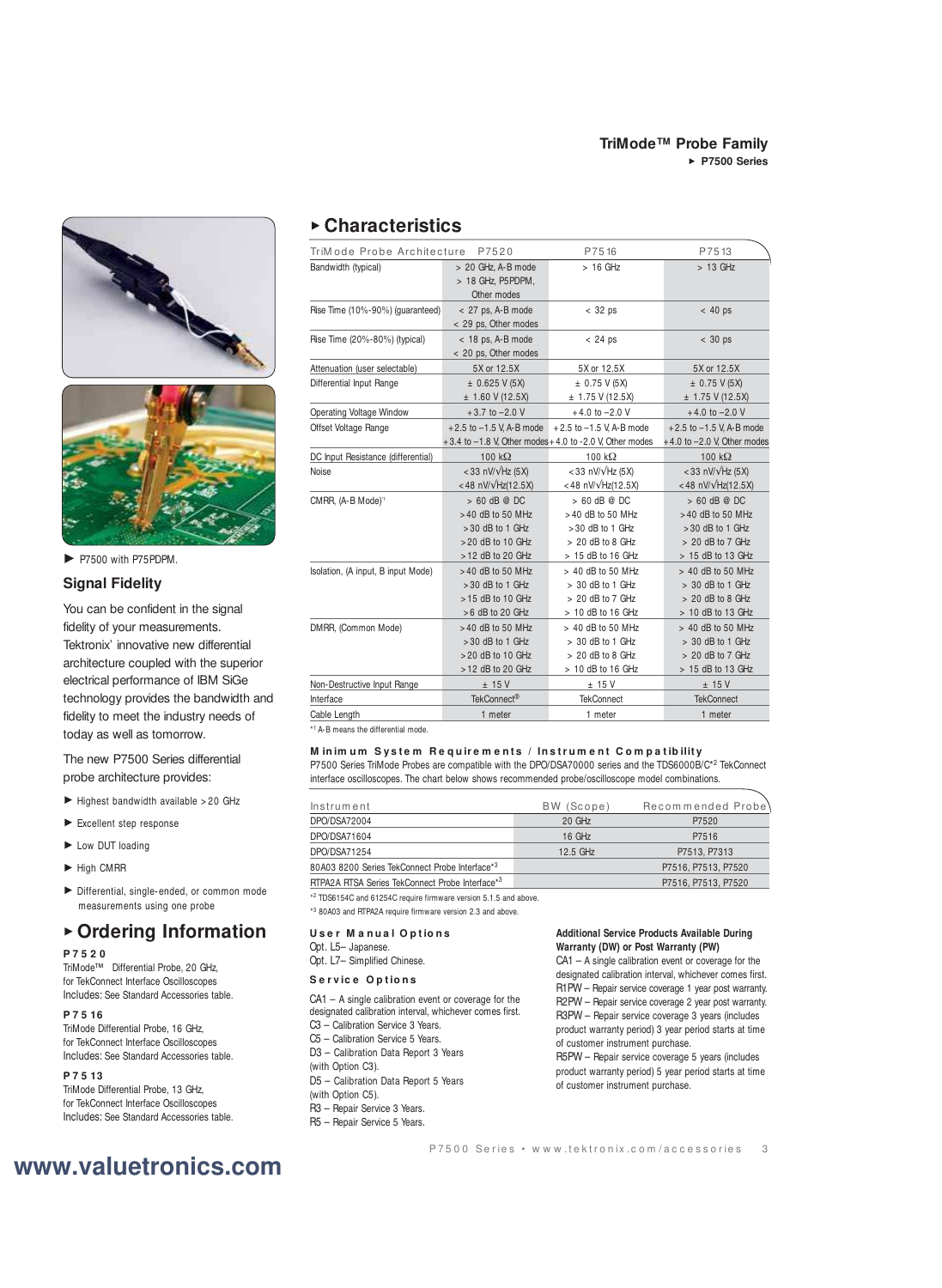P7500 with P75PDPM.

### Signal Fidelity

You can be confident in the signal fidelity of your measurements. Tektronix' innovative new differential architecture coupled with the superior electrical performance of IBM SiGe technology provides the bandwidth and fidelity to meet the industry needs of today as well as tomorrow.

The new P7500 Series differential probe architecture provides:

- Highest bandwidth available >20 GHz
- Excellent step response
- Low DUT loading
- High CMRR
- Differential, single-ended, or common mode measurements using one probe

## Characteristics

| TriMode Probe Architecture | P7520 | P7516 | P7513 |
|---|---|---|---|
| Bandwidth (typical) | > 20 GHz, A-B mode<br>> 18 GHz, P5PDPM,<br>Other modes | > 16 GHz | > 13 GHz |
| Rise Time (10%-90%) (guaranteed) | < 27 ps, A-B mode<br>< 29 ps, Other modes | < 32 ps | < 40 ps |
| Rise Time (20%-80%) (typical) | < 18 ps, A-B mode<br>< 20 ps, Other modes | < 24 ps | < 30 ps |
| Attenuation (user selectable) | 5X or 12.5X | 5X or 12.5X | 5X or 12.5X |
| Differential Input Range | ± 0.625 V (5X)<br>± 1.60 V (12.5X) | ± 0.75 V (5X)<br>± 1.75 V (12.5X) | ± 0.75 V (5X)<br>± 1.75 V (12.5X) |
| Operating Voltage Window | +3.7 to –2.0 V | +4.0 to –2.0 V | +4.0 to –2.0 V |
| Offset Voltage Range | +2.5 to –1.5 V, A-B mode<br>+3.4 to –1.8 V, Other modes | +2.5 to –1.5 V, A-B mode<br>+4.0 to -2.0 V, Other modes | +2.5 to –1.5 V, A-B mode<br>+4.0 to –2.0 V, Other modes |
| DC Input Resistance (differential) | 100 kΩ | 100 kΩ | 100 kΩ |
| Noise | <33 nV/√Hz (5X)<br><48 nV/√Hz(12.5X) | <33 nV/√Hz (5X)<br><48 nV/√Hz(12.5X) | <33 nV/√Hz (5X)<br><48 nV/√Hz(12.5X) |
| CMRR, (A-B Mode)[*1] | > 60 dB @ DC<br>>40 dB to 50 MHz<br>>30 dB to 1 GHz<br>>20 dB to 10 GHz<br>>12 dB to 20 GHz | > 60 dB @ DC<br>>40 dB to 50 MHz<br>>30 dB to 1 GHz<br>> 20 dB to 8 GHz<br>> 15 dB to 16 GHz | > 60 dB @ DC<br>>40 dB to 50 MHz<br>>30 dB to 1 GHz<br>> 20 dB to 7 GHz<br>> 15 dB to 13 GHz |
| Isolation, (A input, B input Mode) | >40 dB to 50 MHz<br>>30 dB to 1 GHz<br>>15 dB to 10 GHz<br>>6 dB to 20 GHz | > 40 dB to 50 MHz<br>> 30 dB to 1 GHz<br>> 20 dB to 7 GHz<br>> 10 dB to 16 GHz | > 40 dB to 50 MHz<br>> 30 dB to 1 GHz<br>> 20 dB to 8 GHz<br>> 10 dB to 13 GHz |
| DMRR, (Common Mode) | >40 dB to 50 MHz<br>>30 dB to 1 GHz<br>>20 dB to 10 GHz<br>>12 dB to 20 GHz | > 40 dB to 50 MHz<br>> 30 dB to 1 GHz<br>> 20 dB to 8 GHz<br>> 10 dB to 16 GHz | > 40 dB to 50 MHz<br>> 30 dB to 1 GHz<br>> 20 dB to 7 GHz<br>> 15 dB to 13 GHz |
| Non-Destructive Input Range | ± 15 V | ± 15 V | ± 15 V |
| Interface | TekConnect® | TekConnect | TekConnect |
| Cable Length | 1 meter | 1 meter | 1 meter |

[*1] A-B means the differential mode.

### Minimum System Requirements / Instrument Compatibility

P7500 Series TriMode Probes are compatible with the DPO/DSA70000 series and the TDS6000B/C[*2] TekConnect interface oscilloscopes. The chart below shows recommended probe/oscilloscope model combinations.

| Instrument | BW (Scope) | Recommended Probe |
|---|---|---|
| DPO/DSA72004 | 20 GHz | P7520 |
| DPO/DSA71604 | 16 GHz | P7516 |
| DPO/DSA71254 | 12.5 GHz | P7513, P7313 |
| 80A03 8200 Series TekConnect Probe Interface[*3] | | P7516, P7513, P7520 |
| RTPA2A RTSA Series TekConnect Probe Interface[*3] | | P7516, P7513, P7520 |

[*2] TDS6154C and 61254C require firmware version 5.1.5 and above.

[*3] 80A03 and RTPA2A require firmware version 2.3 and above.

## Ordering Information

**P7520**
TriMode™ Differential Probe, 20 GHz, for TekConnect Interface Oscilloscopes
Includes: See Standard Accessories table.

**P7516**
TriMode Differential Probe, 16 GHz, for TekConnect Interface Oscilloscopes
Includes: See Standard Accessories table.

**P7513**
TriMode Differential Probe, 13 GHz, for TekConnect Interface Oscilloscopes
Includes: See Standard Accessories table.

### User Manual Options

Opt. L5– Japanese.
Opt. L7– Simplified Chinese.

### Service Options

CA1 – A single calibration event or coverage for the designated calibration interval, whichever comes first.
C3 – Calibration Service 3 Years.
C5 – Calibration Service 5 Years.
D3 – Calibration Data Report 3 Years (with Option C3).
D5 – Calibration Data Report 5 Years (with Option C5).
R3 – Repair Service 3 Years.
R5 – Repair Service 5 Years.

**Additional Service Products Available During Warranty (DW) or Post Warranty (PW)**

CA1 – A single calibration event or coverage for the designated calibration interval, whichever comes first.
R1PW – Repair service coverage 1 year post warranty.
R2PW – Repair service coverage 2 year post warranty.
R3PW – Repair service coverage 3 years (includes product warranty period) 3 year period starts at time of customer instrument purchase.
R5PW – Repair service coverage 5 years (includes product warranty period) 5 year period starts at time of customer instrument purchase.

**www.valuetronics.com**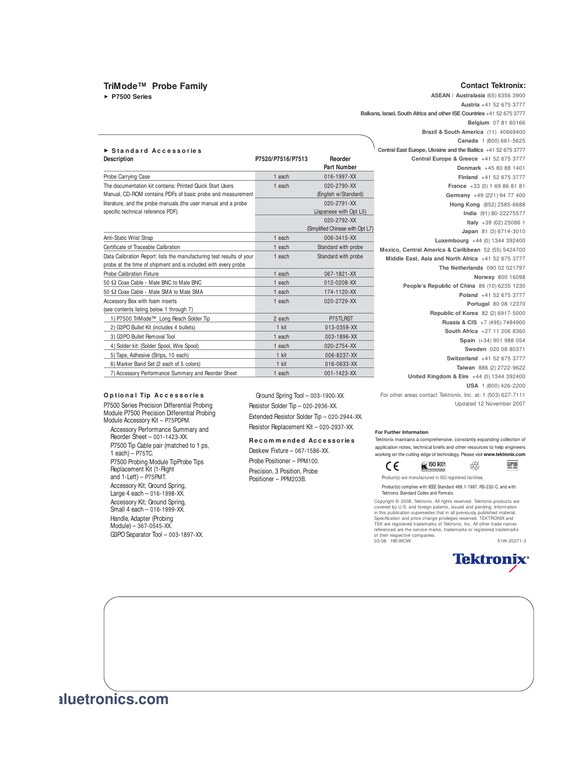# TriMode™ Probe Family

► **P7500 Series**

## ► Standard Accessories

| Description | P7520/P7516/P7513 | Reorder Part Number |
|---|---|---|
| Probe Carrying Case | 1 each | 016-1997-XX |
| The documentation kit contains: Printed Quick Start Users Manual, CD-ROM contains PDFs of basic probe and measurement literature, and the probe manuals (the user manual and a probe specific technical reference PDF). | 1 each | 020-2790-XX (English w/Standard) 020-2791-XX (Japanese with Opt L5) 020-2792-XX (Simplified Chinese with Opt L7) |
| Anti-Static Wrist Strap | 1 each | 006-3415-XX |
| Certificate of Traceable Calibration | 1 each | Standard with probe |
| Data Calibration Report: lists the manufacturing test results of your probe at the time of shipment and is included with every probe | 1 each | Standard with probe |
| Probe Calibration Fixture | 1 each | 067-1821-XX |
| 50 Ω Coax Cable - Male BNC to Male BNC | 1 each | 012-0208-XX |
| 50 Ω Coax Cable - Male SMA to Male SMA | 1 each | 174-1120-XX |
| Accessory Box with foam inserts (see contents listing below 1 through 7) | 1 each | 020-2729-XX |
| 1) P7500 TriMode™ Long Reach Solder Tip | 2 each | P75TLRST |
| 2) G3PO Bullet Kit (includes 4 bullets) | 1 kit | 013-0359-XX |
| 3) G3PO Bullet Removal Tool | 1 each | 003-1896-XX |
| 4) Solder kit: (Solder Spool, Wire Spool) | 1 each | 020-2754-XX |
| 5) Tape, Adhesive (Strips, 10 each) | 1 kit | 006-8237-XX |
| 6) Marker Band Set (2 each of 5 colors) | 1 kit | 016-0633-XX |
| 7) Accessory Performance Summary and Reorder Sheet | 1 each | 001-1423-XX |

## Optional Tip Accessories

P7500 Series Precision Differential Probing Module P7500 Precision Differential Probing Module Accessory Kit – P75PDPM.

- Accessory Performance Summary and Reorder Sheet – 001-1423-XX.
- P7500 Tip Cable pair (matched to 1 ps, 1 each) – P75TC.
- P7500 Probing Module TipProbe Tips Replacement Kit (1-Right and 1-Left) – P75PMT.
- Accessory Kit; Ground Spring, Large 4 each – 016-1998-XX.
- Accessory Kit; Ground Spring, Small 4 each – 016-1999-XX.
- Handle, Adapter (Probing Module) – 367-0545-XX.
- G3PO Separator Tool – 003-1897-XX.
- Ground Spring Tool – 003-1900-XX.

Resistor Solder Tip – 020-2936-XX.

Extended Resistor Solder Tip – 020-2944-XX.

Resistor Replacement Kit – 020-2937-XX.

## Recommended Accessories

Deskew Fixture – 067-1586-XX.

Probe Positioner – PPM100.

Precision, 3 Position, Probe Positioner – PPM203B.

## Contact Tektronix:

**ASEAN** / **Australasia** (65) 6356 3900
**Austria** +41 52 675 3777
**Balkans, Israel, South Africa and other ISE Countries** +41 52 675 3777
**Belgium** 07 81 60166
**Brazil & South America** (11) 40669400
**Canada** 1 (800) 661-5625
**Central East Europe, Ukraine and the Baltics** +41 52 675 3777
**Central Europe & Greece** +41 52 675 3777
**Denmark** +45 80 88 1401
**Finland** +41 52 675 3777
**France** +33 (0) 1 69 86 81 81
**Germany** +49 (221) 94 77 400
**Hong Kong** (852) 2585-6688
**India** (91) 80-22275577
**Italy** +39 (02) 25086 1
**Japan** 81 (3) 6714-3010
**Luxembourg** +44 (0) 1344 392400
**Mexico, Central America & Caribbean** 52 (55) 5424700
**Middle East, Asia and North Africa** +41 52 675 3777
**The Netherlands** 090 02 021797
**Norway** 800 16098
**People's Republic of China** 86 (10) 6235 1230
**Poland** +41 52 675 3777
**Portugal** 80 08 12370
**Republic of Korea** 82 (2) 6917-5000
**Russia & CIS** +7 (495) 7484900
**South Africa** +27 11 206 8360
**Spain** (+34) 901 988 054
**Sweden** 020 08 80371
**Switzerland** +41 52 675 3777
**Taiwan** 886 (2) 2722-9622
**United Kingdom & Eire** +44 (0) 1344 392400
**USA** 1 (800) 426-2200

For other areas contact Tektronix, Inc. at: 1 (503) 627-7111

Updated 12 November 2007

**For Further Information**

Tektronix maintains a comprehensive, constantly expanding collection of application notes, technical briefs and other resources to help engineers working on the cutting edge of technology. Please visit **www.tektronix.com**

Product(s) are manufactured in ISO registered facilities.

Product(s) complies with IEEE Standard 488.1-1987, RS-232-C, and with Tektronix Standard Codes and Formats.

Copyright © 2008, Tektronix. All rights reserved. Tektronix products are covered by U.S. and foreign patents, issued and pending. Information in this publication supersedes that in all previously published material. Specification and price change privileges reserved. TEKTRONIX and TEK are registered trademarks of Tektronix, Inc. All other trade names referenced are the service marks, trademarks or registered trademarks of their respective companies.

03/08 HB/WOW 51W-20271-3

Tektronix

aluetronics.com